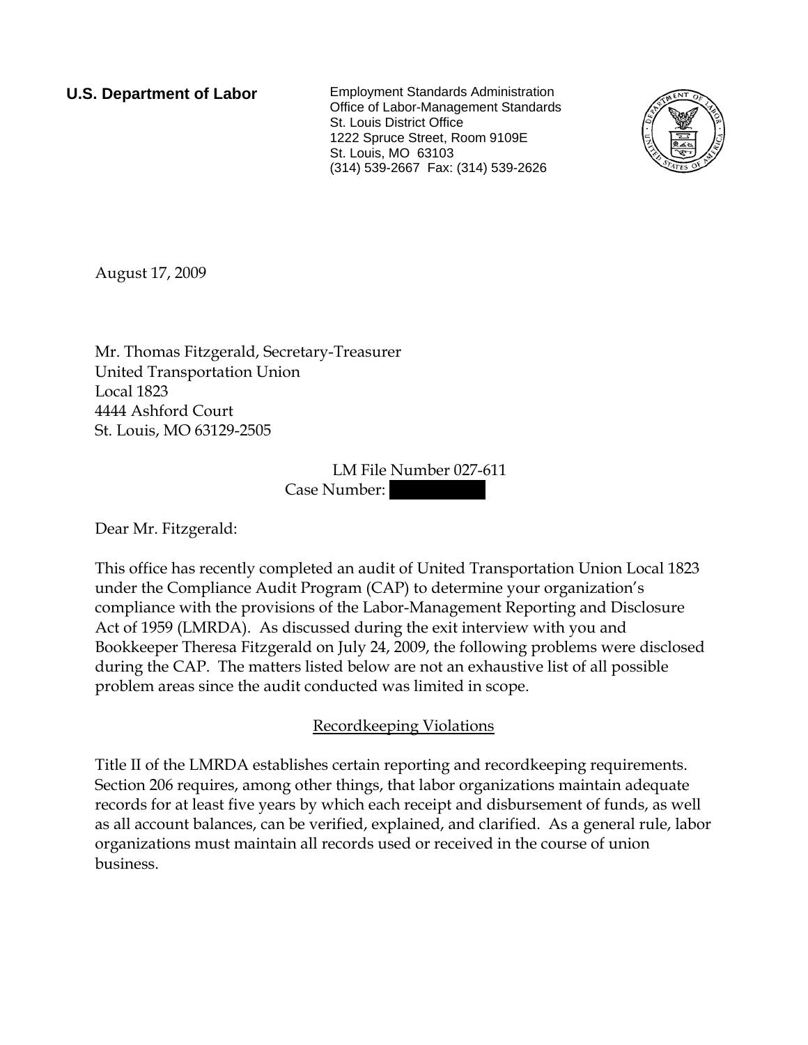**U.S. Department of Labor**

Employment Standards Administration
Office of Labor-Management Standards
St. Louis District Office
1222 Spruce Street, Room 9109E
St. Louis, MO 63103
(314) 539-2667 Fax: (314) 539-2626

August 17, 2009

Mr. Thomas Fitzgerald, Secretary-Treasurer
United Transportation Union
Local 1823
4444 Ashford Court
St. Louis, MO 63129-2505

LM File Number 027-611
Case Number:

Dear Mr. Fitzgerald:

This office has recently completed an audit of United Transportation Union Local 1823 under the Compliance Audit Program (CAP) to determine your organization's compliance with the provisions of the Labor-Management Reporting and Disclosure Act of 1959 (LMRDA). As discussed during the exit interview with you and Bookkeeper Theresa Fitzgerald on July 24, 2009, the following problems were disclosed during the CAP. The matters listed below are not an exhaustive list of all possible problem areas since the audit conducted was limited in scope.

## Recordkeeping Violations

Title II of the LMRDA establishes certain reporting and recordkeeping requirements. Section 206 requires, among other things, that labor organizations maintain adequate records for at least five years by which each receipt and disbursement of funds, as well as all account balances, can be verified, explained, and clarified. As a general rule, labor organizations must maintain all records used or received in the course of union business.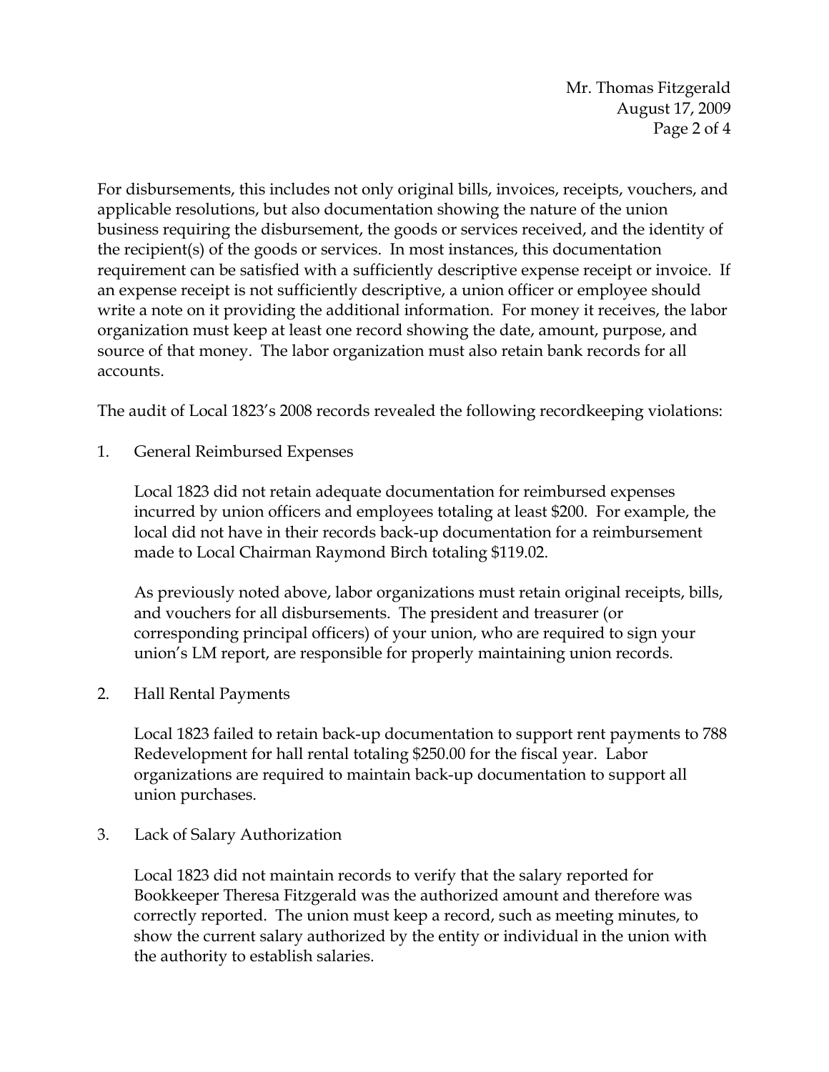For disbursements, this includes not only original bills, invoices, receipts, vouchers, and applicable resolutions, but also documentation showing the nature of the union business requiring the disbursement, the goods or services received, and the identity of the recipient(s) of the goods or services. In most instances, this documentation requirement can be satisfied with a sufficiently descriptive expense receipt or invoice. If an expense receipt is not sufficiently descriptive, a union officer or employee should write a note on it providing the additional information. For money it receives, the labor organization must keep at least one record showing the date, amount, purpose, and source of that money. The labor organization must also retain bank records for all accounts.

The audit of Local 1823's 2008 records revealed the following recordkeeping violations:

1. General Reimbursed Expenses

   Local 1823 did not retain adequate documentation for reimbursed expenses incurred by union officers and employees totaling at least $200. For example, the local did not have in their records back-up documentation for a reimbursement made to Local Chairman Raymond Birch totaling $119.02.

   As previously noted above, labor organizations must retain original receipts, bills, and vouchers for all disbursements. The president and treasurer (or corresponding principal officers) of your union, who are required to sign your union's LM report, are responsible for properly maintaining union records.

2. Hall Rental Payments

   Local 1823 failed to retain back-up documentation to support rent payments to 788 Redevelopment for hall rental totaling $250.00 for the fiscal year. Labor organizations are required to maintain back-up documentation to support all union purchases.

3. Lack of Salary Authorization

   Local 1823 did not maintain records to verify that the salary reported for Bookkeeper Theresa Fitzgerald was the authorized amount and therefore was correctly reported. The union must keep a record, such as meeting minutes, to show the current salary authorized by the entity or individual in the union with the authority to establish salaries.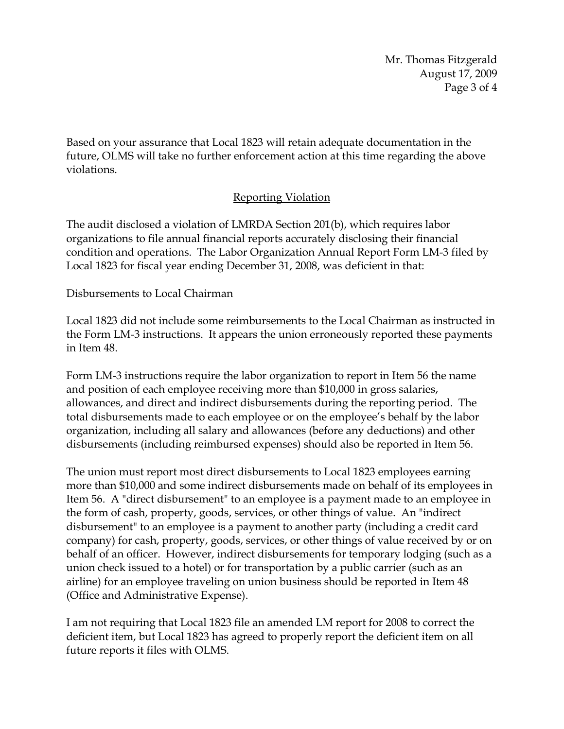Based on your assurance that Local 1823 will retain adequate documentation in the future, OLMS will take no further enforcement action at this time regarding the above violations.

## Reporting Violation

The audit disclosed a violation of LMRDA Section 201(b), which requires labor organizations to file annual financial reports accurately disclosing their financial condition and operations. The Labor Organization Annual Report Form LM-3 filed by Local 1823 for fiscal year ending December 31, 2008, was deficient in that:

Disbursements to Local Chairman

Local 1823 did not include some reimbursements to the Local Chairman as instructed in the Form LM-3 instructions. It appears the union erroneously reported these payments in Item 48.

Form LM-3 instructions require the labor organization to report in Item 56 the name and position of each employee receiving more than $10,000 in gross salaries, allowances, and direct and indirect disbursements during the reporting period. The total disbursements made to each employee or on the employee's behalf by the labor organization, including all salary and allowances (before any deductions) and other disbursements (including reimbursed expenses) should also be reported in Item 56.

The union must report most direct disbursements to Local 1823 employees earning more than $10,000 and some indirect disbursements made on behalf of its employees in Item 56. A "direct disbursement" to an employee is a payment made to an employee in the form of cash, property, goods, services, or other things of value. An "indirect disbursement" to an employee is a payment to another party (including a credit card company) for cash, property, goods, services, or other things of value received by or on behalf of an officer. However, indirect disbursements for temporary lodging (such as a union check issued to a hotel) or for transportation by a public carrier (such as an airline) for an employee traveling on union business should be reported in Item 48 (Office and Administrative Expense).

I am not requiring that Local 1823 file an amended LM report for 2008 to correct the deficient item, but Local 1823 has agreed to properly report the deficient item on all future reports it files with OLMS.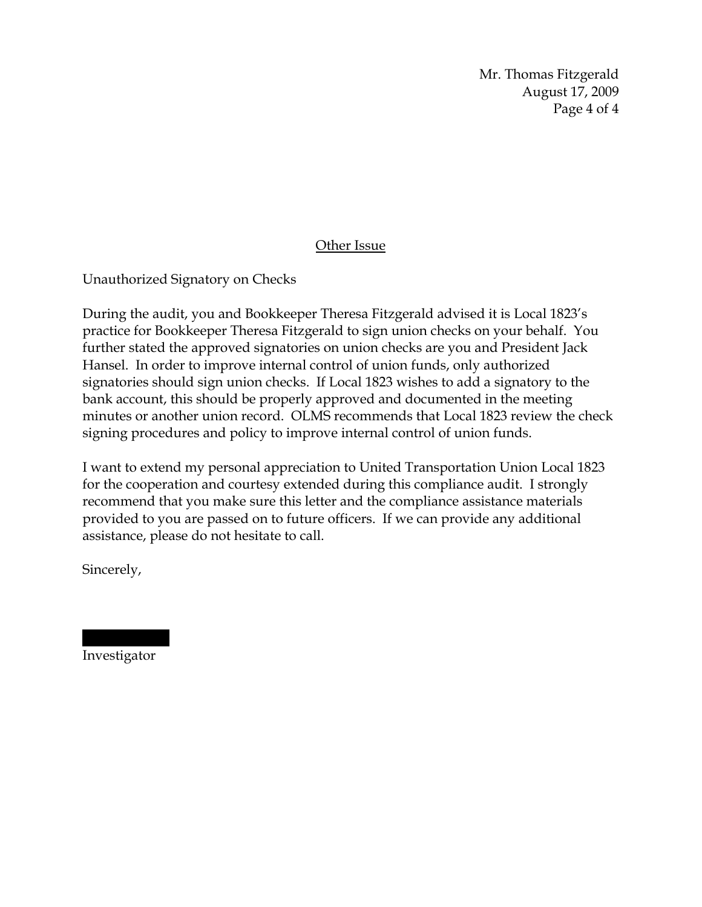## Other Issue

Unauthorized Signatory on Checks

During the audit, you and Bookkeeper Theresa Fitzgerald advised it is Local 1823's practice for Bookkeeper Theresa Fitzgerald to sign union checks on your behalf. You further stated the approved signatories on union checks are you and President Jack Hansel. In order to improve internal control of union funds, only authorized signatories should sign union checks. If Local 1823 wishes to add a signatory to the bank account, this should be properly approved and documented in the meeting minutes or another union record. OLMS recommends that Local 1823 review the check signing procedures and policy to improve internal control of union funds.

I want to extend my personal appreciation to United Transportation Union Local 1823 for the cooperation and courtesy extended during this compliance audit. I strongly recommend that you make sure this letter and the compliance assistance materials provided to you are passed on to future officers. If we can provide any additional assistance, please do not hesitate to call.

Sincerely,

Investigator